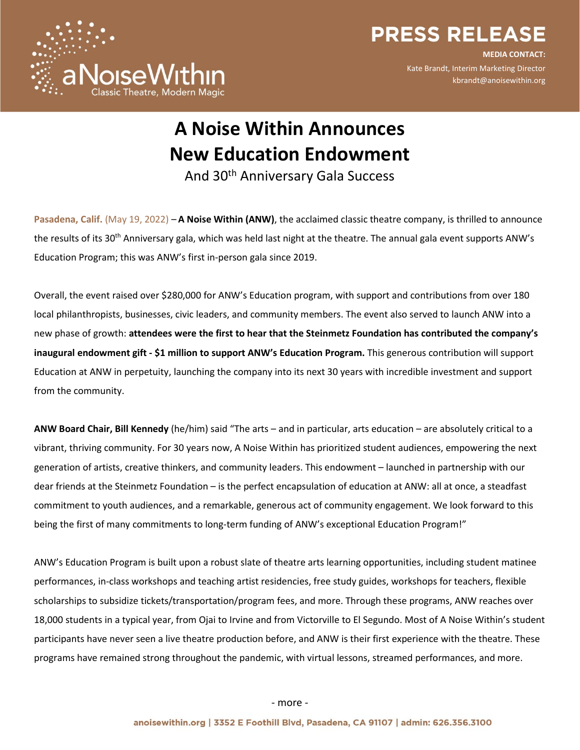# PRESS RELEASE

**MEDIA CONTACT:**
Kate Brandt, Interim Marketing Director
kbrandt@anoisewithin.org

# A Noise Within Announces New Education Endowment

And 30th Anniversary Gala Success

**Pasadena, Calif.** (May 19, 2022) – **A Noise Within (ANW)**, the acclaimed classic theatre company, is thrilled to announce the results of its 30th Anniversary gala, which was held last night at the theatre. The annual gala event supports ANW's Education Program; this was ANW's first in-person gala since 2019.

Overall, the event raised over $280,000 for ANW's Education program, with support and contributions from over 180 local philanthropists, businesses, civic leaders, and community members. The event also served to launch ANW into a new phase of growth: **attendees were the first to hear that the Steinmetz Foundation has contributed the company's inaugural endowment gift - $1 million to support ANW's Education Program.** This generous contribution will support Education at ANW in perpetuity, launching the company into its next 30 years with incredible investment and support from the community.

**ANW Board Chair, Bill Kennedy** (he/him) said "The arts – and in particular, arts education – are absolutely critical to a vibrant, thriving community. For 30 years now, A Noise Within has prioritized student audiences, empowering the next generation of artists, creative thinkers, and community leaders. This endowment – launched in partnership with our dear friends at the Steinmetz Foundation – is the perfect encapsulation of education at ANW: all at once, a steadfast commitment to youth audiences, and a remarkable, generous act of community engagement. We look forward to this being the first of many commitments to long-term funding of ANW's exceptional Education Program!"

ANW's Education Program is built upon a robust slate of theatre arts learning opportunities, including student matinee performances, in-class workshops and teaching artist residencies, free study guides, workshops for teachers, flexible scholarships to subsidize tickets/transportation/program fees, and more. Through these programs, ANW reaches over 18,000 students in a typical year, from Ojai to Irvine and from Victorville to El Segundo. Most of A Noise Within's student participants have never seen a live theatre production before, and ANW is their first experience with the theatre. These programs have remained strong throughout the pandemic, with virtual lessons, streamed performances, and more.

- more -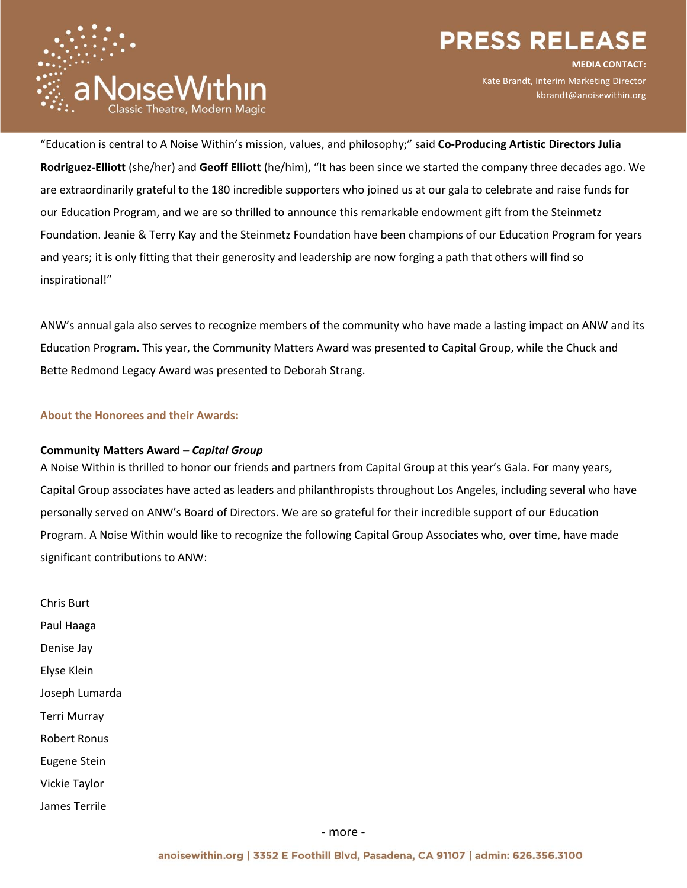"Education is central to A Noise Within's mission, values, and philosophy;" said **Co-Producing Artistic Directors Julia Rodriguez-Elliott** (she/her) and **Geoff Elliott** (he/him), "It has been since we started the company three decades ago. We are extraordinarily grateful to the 180 incredible supporters who joined us at our gala to celebrate and raise funds for our Education Program, and we are so thrilled to announce this remarkable endowment gift from the Steinmetz Foundation. Jeanie & Terry Kay and the Steinmetz Foundation have been champions of our Education Program for years and years; it is only fitting that their generosity and leadership are now forging a path that others will find so inspirational!"

ANW's annual gala also serves to recognize members of the community who have made a lasting impact on ANW and its Education Program. This year, the Community Matters Award was presented to Capital Group, while the Chuck and Bette Redmond Legacy Award was presented to Deborah Strang.

## About the Honorees and their Awards:

**Community Matters Award – *Capital Group***

A Noise Within is thrilled to honor our friends and partners from Capital Group at this year's Gala. For many years, Capital Group associates have acted as leaders and philanthropists throughout Los Angeles, including several who have personally served on ANW's Board of Directors. We are so grateful for their incredible support of our Education Program. A Noise Within would like to recognize the following Capital Group Associates who, over time, have made significant contributions to ANW:

Chris Burt
Paul Haaga
Denise Jay
Elyse Klein
Joseph Lumarda
Terri Murray
Robert Ronus
Eugene Stein
Vickie Taylor
James Terrile

- more -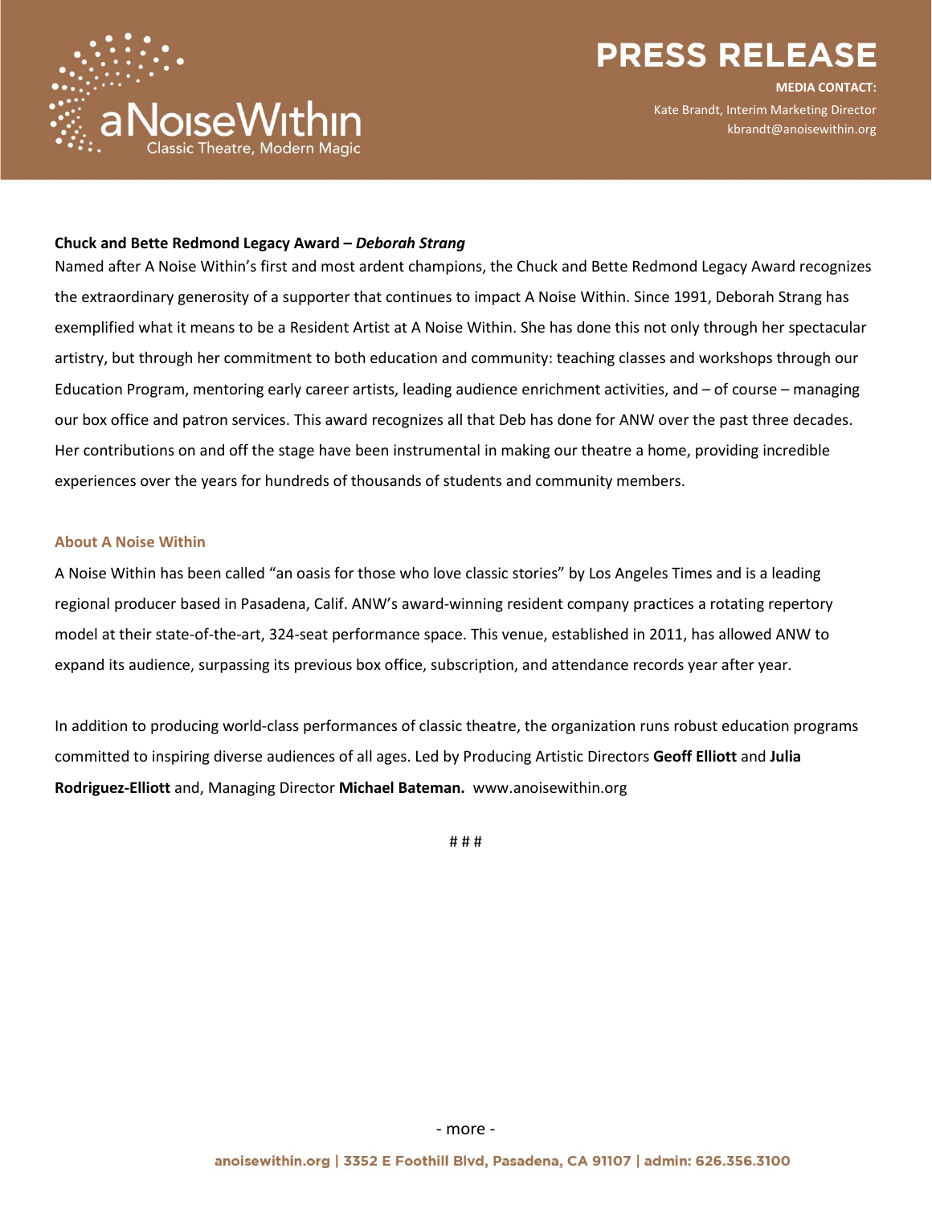**Chuck and Bette Redmond Legacy Award – *Deborah Strang***

Named after A Noise Within's first and most ardent champions, the Chuck and Bette Redmond Legacy Award recognizes the extraordinary generosity of a supporter that continues to impact A Noise Within. Since 1991, Deborah Strang has exemplified what it means to be a Resident Artist at A Noise Within. She has done this not only through her spectacular artistry, but through her commitment to both education and community: teaching classes and workshops through our Education Program, mentoring early career artists, leading audience enrichment activities, and – of course – managing our box office and patron services. This award recognizes all that Deb has done for ANW over the past three decades. Her contributions on and off the stage have been instrumental in making our theatre a home, providing incredible experiences over the years for hundreds of thousands of students and community members.

## About A Noise Within

A Noise Within has been called "an oasis for those who love classic stories" by Los Angeles Times and is a leading regional producer based in Pasadena, Calif. ANW's award-winning resident company practices a rotating repertory model at their state-of-the-art, 324-seat performance space. This venue, established in 2011, has allowed ANW to expand its audience, surpassing its previous box office, subscription, and attendance records year after year.

In addition to producing world-class performances of classic theatre, the organization runs robust education programs committed to inspiring diverse audiences of all ages. Led by Producing Artistic Directors **Geoff Elliott** and **Julia Rodriguez-Elliott** and, Managing Director **Michael Bateman.** www.anoisewithin.org

# # #

- more -